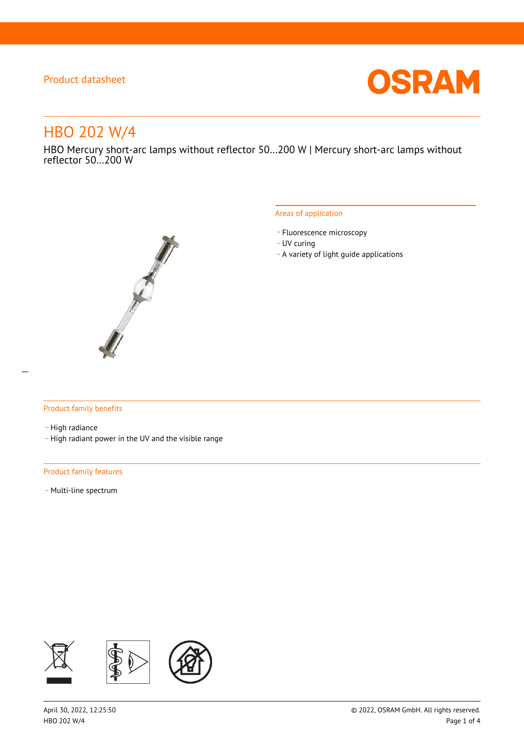Product datasheet

# HBO 202 W/4

HBO Mercury short-arc lamps without reflector 50…200 W | Mercury short-arc lamps without reflector 50…200 W

## Areas of application

- Fluorescence microscopy
- UV curing
- A variety of light guide applications

## Product family benefits

- High radiance
- High radiant power in the UV and the visible range

## Product family features

- Multi-line spectrum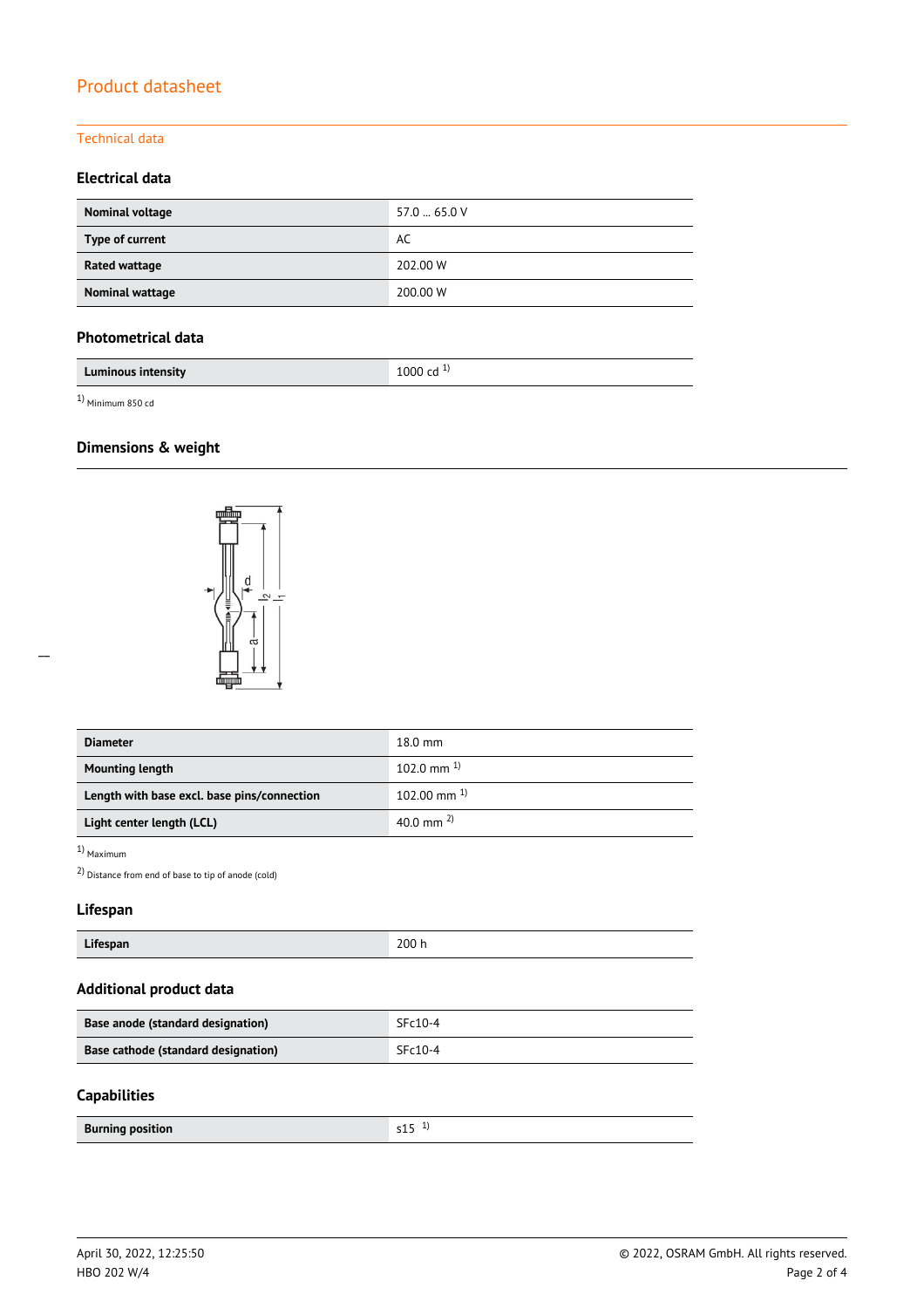# Product datasheet

## Technical data

### Electrical data

| | |
|---|---|
| **Nominal voltage** | 57.0 … 65.0 V |
| **Type of current** | AC |
| **Rated wattage** | 202.00 W |
| **Nominal wattage** | 200.00 W |

### Photometrical data

| | |
|---|---|
| **Luminous intensity** | 1000 cd [1] |

[1] Minimum 850 cd

### Dimensions & weight

d
l2
l1
a

| | |
|---|---|
| **Diameter** | 18.0 mm |
| **Mounting length** | 102.0 mm [1] |
| **Length with base excl. base pins/connection** | 102.00 mm [1] |
| **Light center length (LCL)** | 40.0 mm [2] |

[1] Maximum

[2] Distance from end of base to tip of anode (cold)

### Lifespan

| | |
|---|---|
| **Lifespan** | 200 h |

### Additional product data

| | |
|---|---|
| **Base anode (standard designation)** | SFc10-4 |
| **Base cathode (standard designation)** | SFc10-4 |

### Capabilities

| | |
|---|---|
| **Burning position** | s15 [1] |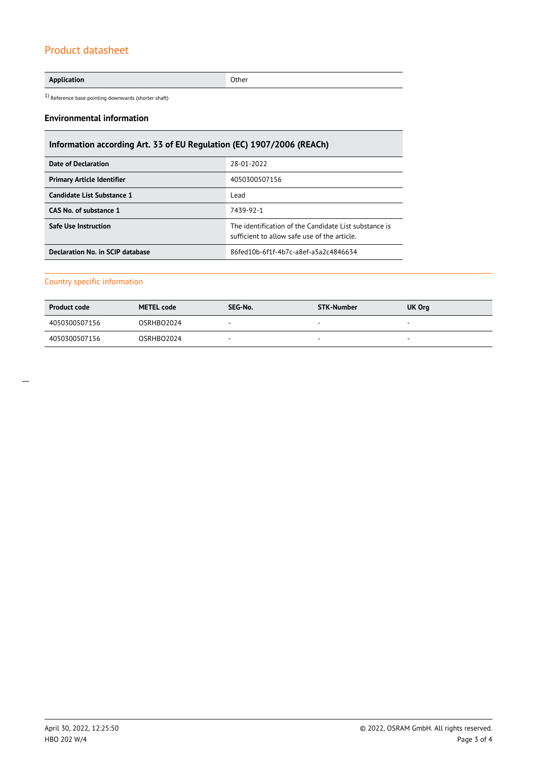| Application | Other |
| --- | --- |

1) Reference base pointing downwards (shorter shaft)

### Environmental information

| Information according Art. 33 of EU Regulation (EC) 1907/2006 (REACh) | |
| --- | --- |
| **Date of Declaration** | 28-01-2022 |
| **Primary Article Identifier** | 4050300507156 |
| **Candidate List Substance 1** | Lead |
| **CAS No. of substance 1** | 7439-92-1 |
| **Safe Use Instruction** | The identification of the Candidate List substance is sufficient to allow safe use of the article. |
| **Declaration No. in SCIP database** | 86fed10b-6f1f-4b7c-a8ef-a5a2c4846634 |

## Country specific information

| Product code | METEL code | SEG-No. | STK-Number | UK Org |
| --- | --- | --- | --- | --- |
| 4050300507156 | OSRHBO2024 | - | - | - |
| 4050300507156 | OSRHBO2024 | - | - | - |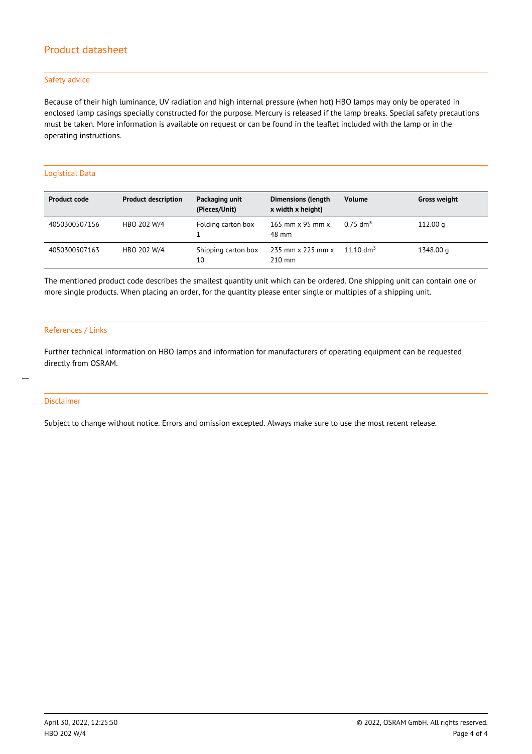# Product datasheet

## Safety advice

Because of their high luminance, UV radiation and high internal pressure (when hot) HBO lamps may only be operated in enclosed lamp casings specially constructed for the purpose. Mercury is released if the lamp breaks. Special safety precautions must be taken. More information is available on request or can be found in the leaflet included with the lamp or in the operating instructions.

## Logistical Data

| Product code | Product description | Packaging unit (Pieces/Unit) | Dimensions (length x width x height) | Volume | Gross weight |
|---|---|---|---|---|---|
| 4050300507156 | HBO 202 W/4 | Folding carton box 1 | 165 mm x 95 mm x 48 mm | 0.75 $dm^3$ | 112.00 g |
| 4050300507163 | HBO 202 W/4 | Shipping carton box 10 | 235 mm x 225 mm x 210 mm | 11.10 $dm^3$ | 1348.00 g |

The mentioned product code describes the smallest quantity unit which can be ordered. One shipping unit can contain one or more single products. When placing an order, for the quantity please enter single or multiples of a shipping unit.

## References / Links

Further technical information on HBO lamps and information for manufacturers of operating equipment can be requested directly from OSRAM.

## Disclaimer

Subject to change without notice. Errors and omission excepted. Always make sure to use the most recent release.